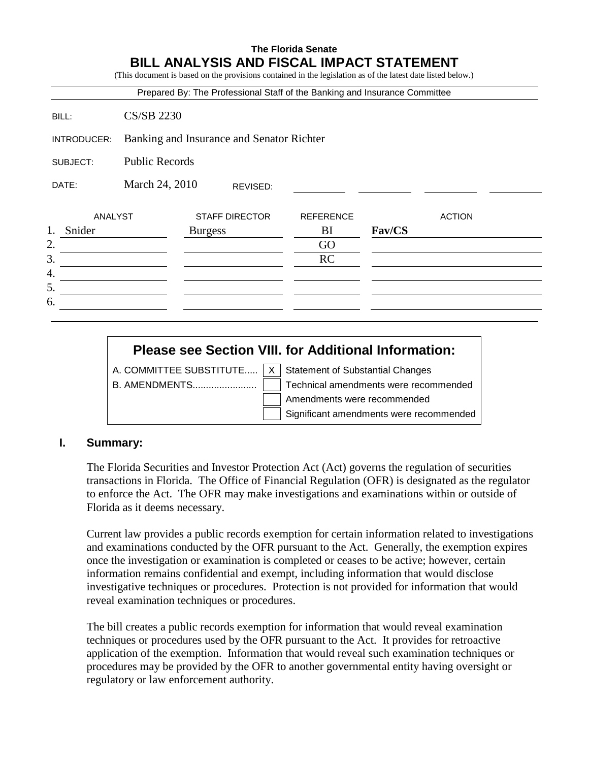**The Florida Senate**

# BILL ANALYSIS AND FISCAL IMPACT STATEMENT

(This document is based on the provisions contained in the legislation as of the latest date listed below.)

Prepared By: The Professional Staff of the Banking and Insurance Committee

| | |
|---|---|
| BILL: | CS/SB 2230 |
| INTRODUCER: | Banking and Insurance and Senator Richter |
| SUBJECT: | Public Records |
| DATE: | March 24, 2010 REVISED: |

| | ANALYST | STAFF DIRECTOR | REFERENCE | ACTION |
|---|---|---|---|---|
| 1. | Snider | Burgess | BI | **Fav/CS** |
| 2. | | | GO | |
| 3. | | | RC | |
| 4. | | | | |
| 5. | | | | |
| 6. | | | | |

## Please see Section VIII. for Additional Information:

| | | |
|---|---|---|
| A. COMMITTEE SUBSTITUTE..... | X | Statement of Substantial Changes |
| B. AMENDMENTS........................ | | Technical amendments were recommended |
| | | Amendments were recommended |
| | | Significant amendments were recommended |

## I. Summary:

The Florida Securities and Investor Protection Act (Act) governs the regulation of securities transactions in Florida. The Office of Financial Regulation (OFR) is designated as the regulator to enforce the Act. The OFR may make investigations and examinations within or outside of Florida as it deems necessary.

Current law provides a public records exemption for certain information related to investigations and examinations conducted by the OFR pursuant to the Act. Generally, the exemption expires once the investigation or examination is completed or ceases to be active; however, certain information remains confidential and exempt, including information that would disclose investigative techniques or procedures. Protection is not provided for information that would reveal examination techniques or procedures.

The bill creates a public records exemption for information that would reveal examination techniques or procedures used by the OFR pursuant to the Act. It provides for retroactive application of the exemption. Information that would reveal such examination techniques or procedures may be provided by the OFR to another governmental entity having oversight or regulatory or law enforcement authority.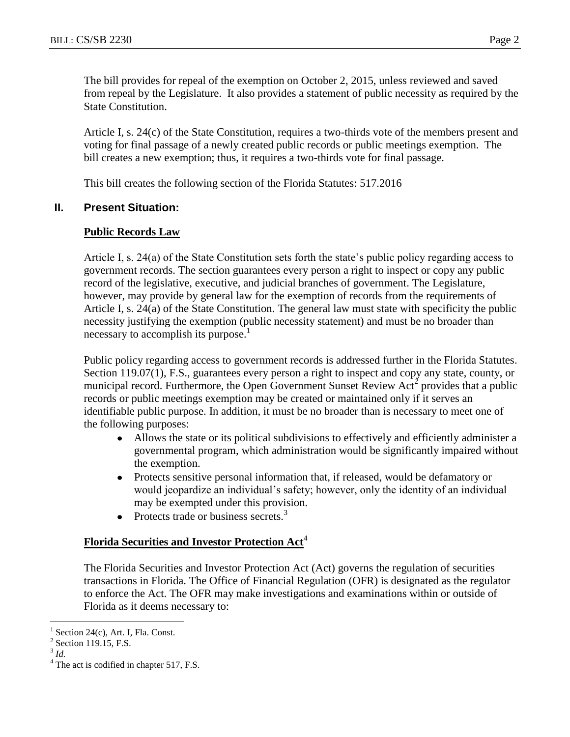The bill provides for repeal of the exemption on October 2, 2015, unless reviewed and saved from repeal by the Legislature. It also provides a statement of public necessity as required by the State Constitution.

Article I, s. 24(c) of the State Constitution, requires a two-thirds vote of the members present and voting for final passage of a newly created public records or public meetings exemption. The bill creates a new exemption; thus, it requires a two-thirds vote for final passage.

This bill creates the following section of the Florida Statutes: 517.2016

## II. Present Situation:

### Public Records Law

Article I, s. 24(a) of the State Constitution sets forth the state's public policy regarding access to government records. The section guarantees every person a right to inspect or copy any public record of the legislative, executive, and judicial branches of government. The Legislature, however, may provide by general law for the exemption of records from the requirements of Article I, s. 24(a) of the State Constitution. The general law must state with specificity the public necessity justifying the exemption (public necessity statement) and must be no broader than necessary to accomplish its purpose.[1]

Public policy regarding access to government records is addressed further in the Florida Statutes. Section 119.07(1), F.S., guarantees every person a right to inspect and copy any state, county, or municipal record. Furthermore, the Open Government Sunset Review Act[2] provides that a public records or public meetings exemption may be created or maintained only if it serves an identifiable public purpose. In addition, it must be no broader than is necessary to meet one of the following purposes:

- Allows the state or its political subdivisions to effectively and efficiently administer a governmental program, which administration would be significantly impaired without the exemption.
- Protects sensitive personal information that, if released, would be defamatory or would jeopardize an individual's safety; however, only the identity of an individual may be exempted under this provision.
- Protects trade or business secrets.[3]

### Florida Securities and Investor Protection Act[4]

The Florida Securities and Investor Protection Act (Act) governs the regulation of securities transactions in Florida. The Office of Financial Regulation (OFR) is designated as the regulator to enforce the Act. The OFR may make investigations and examinations within or outside of Florida as it deems necessary to:

---

[1] Section 24(c), Art. I, Fla. Const.

[2] Section 119.15, F.S.

[3] *Id.*

[4] The act is codified in chapter 517, F.S.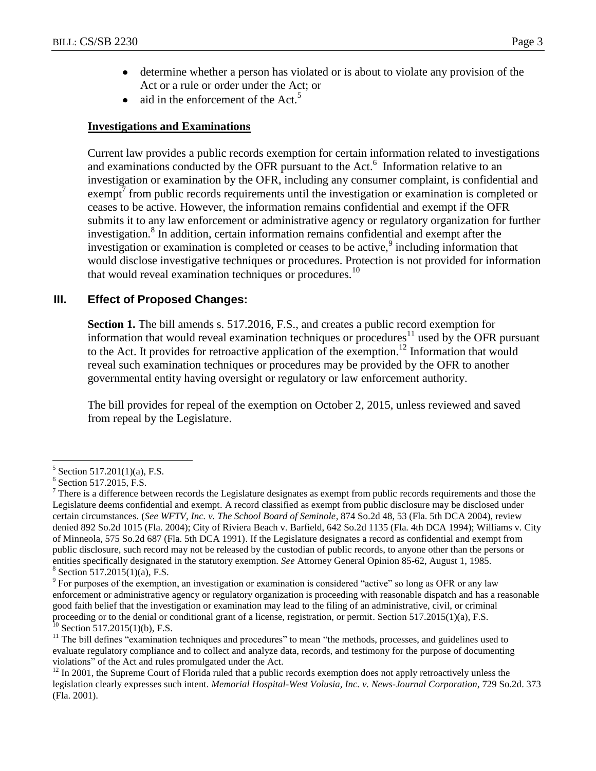- determine whether a person has violated or is about to violate any provision of the Act or a rule or order under the Act; or
- aid in the enforcement of the Act.[5]

**Investigations and Examinations**

Current law provides a public records exemption for certain information related to investigations and examinations conducted by the OFR pursuant to the Act.[6] Information relative to an investigation or examination by the OFR, including any consumer complaint, is confidential and exempt[7] from public records requirements until the investigation or examination is completed or ceases to be active. However, the information remains confidential and exempt if the OFR submits it to any law enforcement or administrative agency or regulatory organization for further investigation.[8] In addition, certain information remains confidential and exempt after the investigation or examination is completed or ceases to be active,[9] including information that would disclose investigative techniques or procedures. Protection is not provided for information that would reveal examination techniques or procedures.[10]

## III. Effect of Proposed Changes:

**Section 1.** The bill amends s. 517.2016, F.S., and creates a public record exemption for information that would reveal examination techniques or procedures[11] used by the OFR pursuant to the Act. It provides for retroactive application of the exemption.[12] Information that would reveal such examination techniques or procedures may be provided by the OFR to another governmental entity having oversight or regulatory or law enforcement authority.

The bill provides for repeal of the exemption on October 2, 2015, unless reviewed and saved from repeal by the Legislature.

---

[5] Section 517.201(1)(a), F.S.

[6] Section 517.2015, F.S.

[7] There is a difference between records the Legislature designates as exempt from public records requirements and those the Legislature deems confidential and exempt. A record classified as exempt from public disclosure may be disclosed under certain circumstances. (*See WFTV, Inc. v. The School Board of Seminole*, 874 So.2d 48, 53 (Fla. 5th DCA 2004), review denied 892 So.2d 1015 (Fla. 2004); City of Riviera Beach v. Barfield, 642 So.2d 1135 (Fla. 4th DCA 1994); Williams v. City of Minneola, 575 So.2d 687 (Fla. 5th DCA 1991). If the Legislature designates a record as confidential and exempt from public disclosure, such record may not be released by the custodian of public records, to anyone other than the persons or entities specifically designated in the statutory exemption. *See* Attorney General Opinion 85-62, August 1, 1985.

[8] Section 517.2015(1)(a), F.S.

[9] For purposes of the exemption, an investigation or examination is considered "active" so long as OFR or any law enforcement or administrative agency or regulatory organization is proceeding with reasonable dispatch and has a reasonable good faith belief that the investigation or examination may lead to the filing of an administrative, civil, or criminal proceeding or to the denial or conditional grant of a license, registration, or permit. Section 517.2015(1)(a), F.S.

[10] Section 517.2015(1)(b), F.S.

[11] The bill defines "examination techniques and procedures" to mean "the methods, processes, and guidelines used to evaluate regulatory compliance and to collect and analyze data, records, and testimony for the purpose of documenting violations" of the Act and rules promulgated under the Act.

[12] In 2001, the Supreme Court of Florida ruled that a public records exemption does not apply retroactively unless the legislation clearly expresses such intent. *Memorial Hospital-West Volusia, Inc. v. News-Journal Corporation*, 729 So.2d. 373 (Fla. 2001).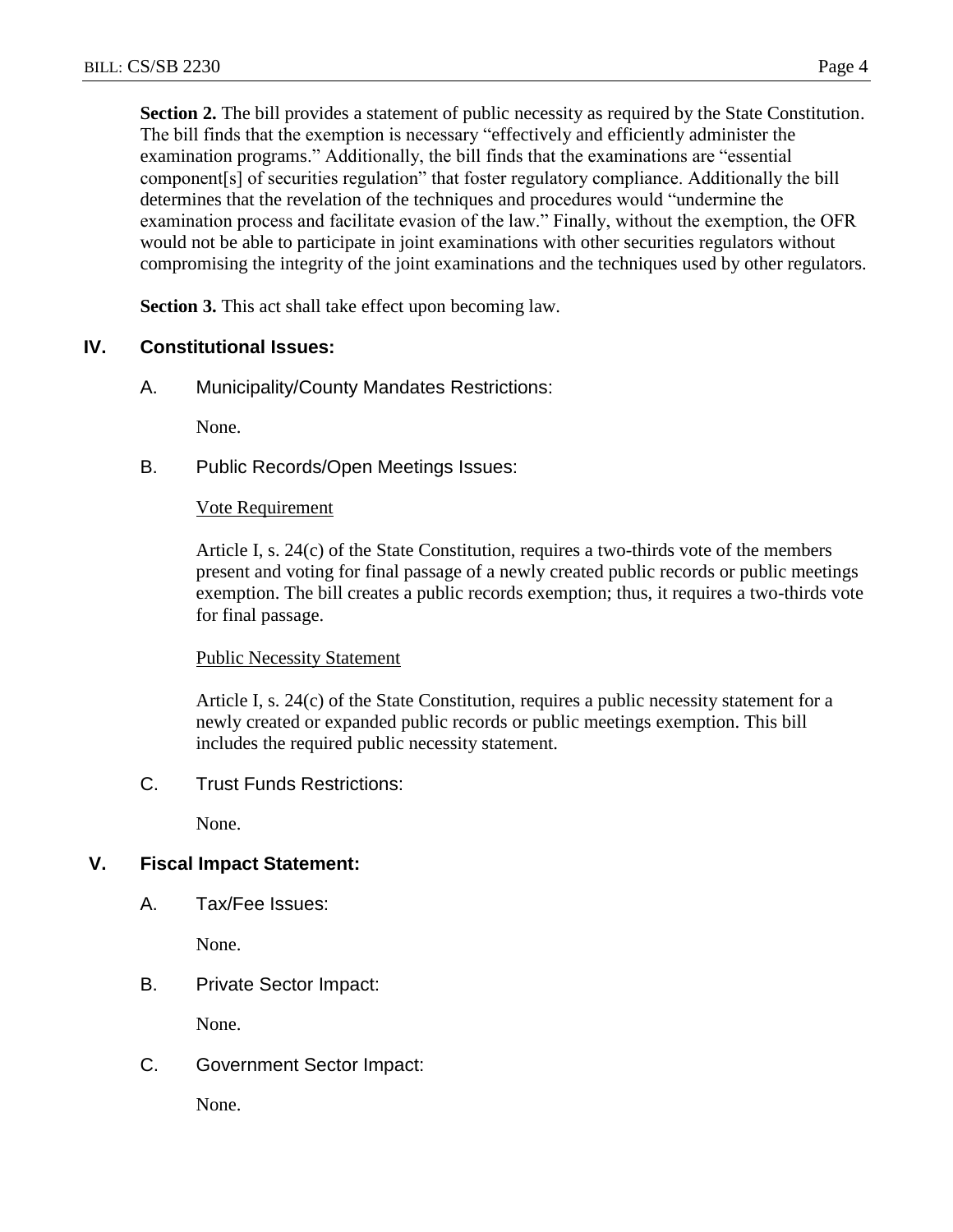**Section 2.** The bill provides a statement of public necessity as required by the State Constitution. The bill finds that the exemption is necessary "effectively and efficiently administer the examination programs." Additionally, the bill finds that the examinations are "essential component[s] of securities regulation" that foster regulatory compliance. Additionally the bill determines that the revelation of the techniques and procedures would "undermine the examination process and facilitate evasion of the law." Finally, without the exemption, the OFR would not be able to participate in joint examinations with other securities regulators without compromising the integrity of the joint examinations and the techniques used by other regulators.

**Section 3.** This act shall take effect upon becoming law.

## IV. Constitutional Issues:

### A. Municipality/County Mandates Restrictions:

None.

### B. Public Records/Open Meetings Issues:

Vote Requirement

Article I, s. 24(c) of the State Constitution, requires a two-thirds vote of the members present and voting for final passage of a newly created public records or public meetings exemption. The bill creates a public records exemption; thus, it requires a two-thirds vote for final passage.

Public Necessity Statement

Article I, s. 24(c) of the State Constitution, requires a public necessity statement for a newly created or expanded public records or public meetings exemption. This bill includes the required public necessity statement.

### C. Trust Funds Restrictions:

None.

## V. Fiscal Impact Statement:

### A. Tax/Fee Issues:

None.

### B. Private Sector Impact:

None.

### C. Government Sector Impact:

None.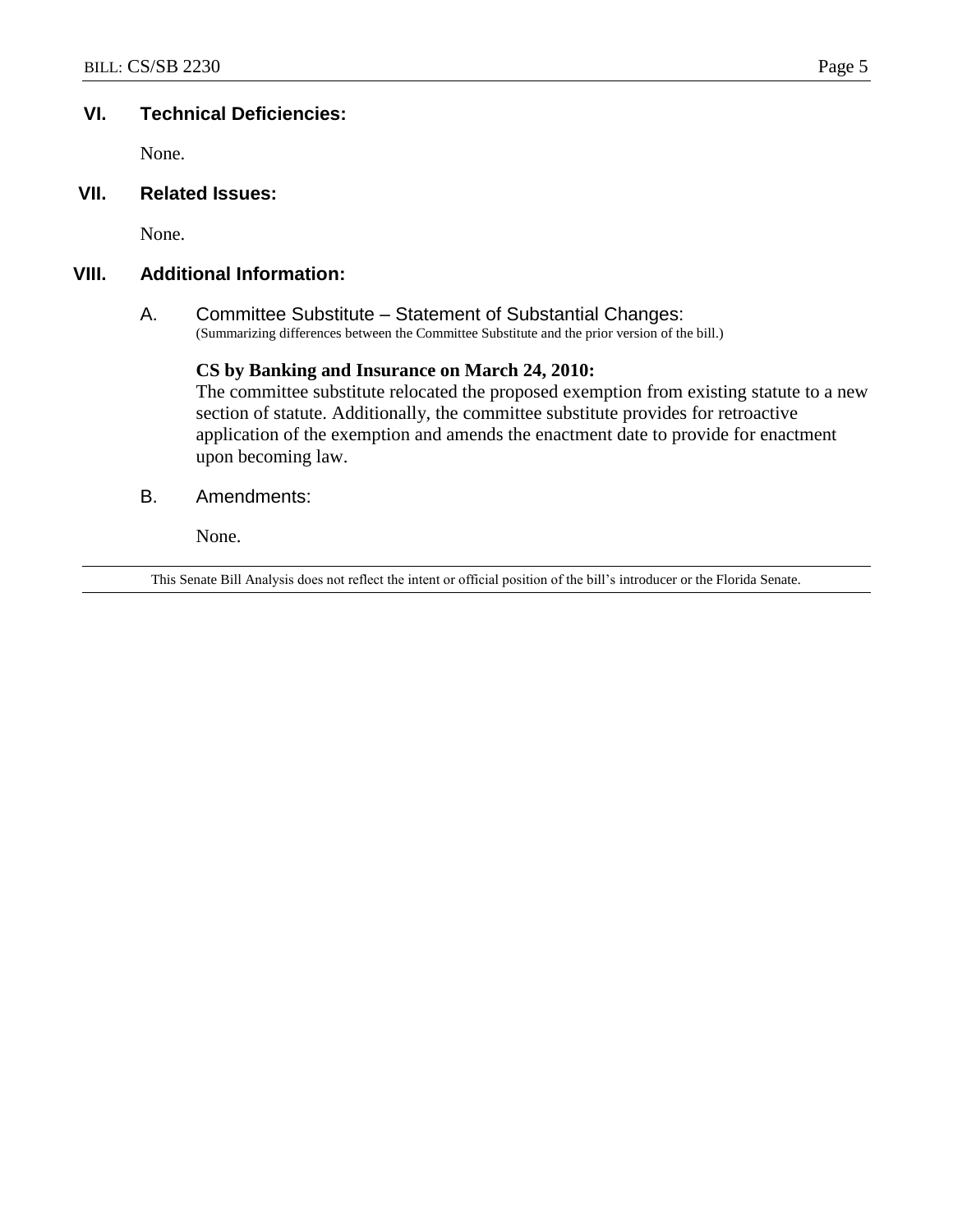## VI. Technical Deficiencies:

None.

## VII. Related Issues:

None.

## VIII. Additional Information:

### A. Committee Substitute – Statement of Substantial Changes:

(Summarizing differences between the Committee Substitute and the prior version of the bill.)

**CS by Banking and Insurance on March 24, 2010:**
The committee substitute relocated the proposed exemption from existing statute to a new section of statute. Additionally, the committee substitute provides for retroactive application of the exemption and amends the enactment date to provide for enactment upon becoming law.

### B. Amendments:

None.

---

This Senate Bill Analysis does not reflect the intent or official position of the bill's introducer or the Florida Senate.

---